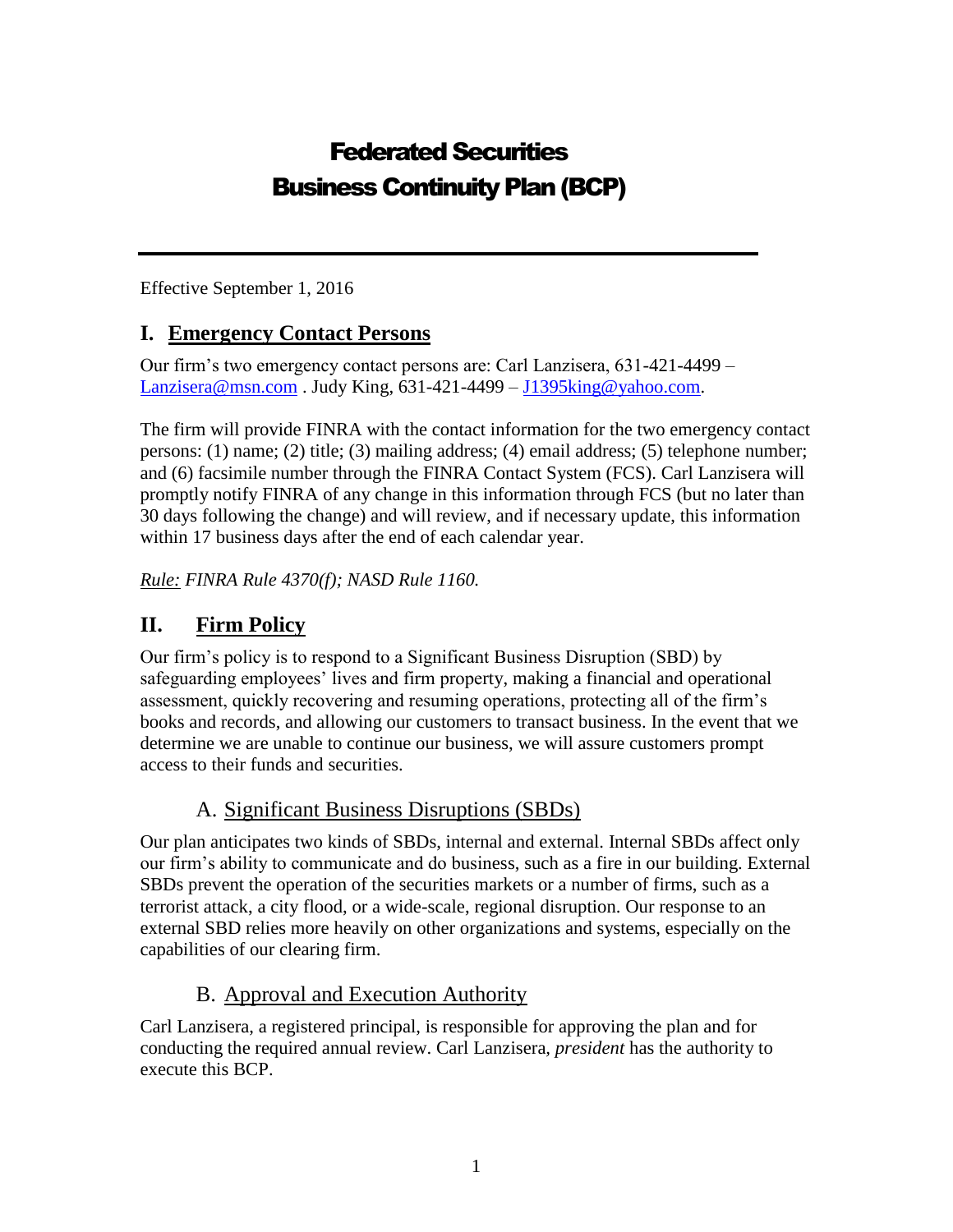# Federated Securities
# Business Continuity Plan (BCP)

---

Effective September 1, 2016

## I. Emergency Contact Persons

Our firm's two emergency contact persons are: Carl Lanzisera, 631-421-4499 – Lanzisera@msn.com . Judy King, 631-421-4499 – J1395king@yahoo.com.

The firm will provide FINRA with the contact information for the two emergency contact persons: (1) name; (2) title; (3) mailing address; (4) email address; (5) telephone number; and (6) facsimile number through the FINRA Contact System (FCS). Carl Lanzisera will promptly notify FINRA of any change in this information through FCS (but no later than 30 days following the change) and will review, and if necessary update, this information within 17 business days after the end of each calendar year.

*Rule: FINRA Rule 4370(f); NASD Rule 1160.*

## II. Firm Policy

Our firm's policy is to respond to a Significant Business Disruption (SBD) by safeguarding employees' lives and firm property, making a financial and operational assessment, quickly recovering and resuming operations, protecting all of the firm's books and records, and allowing our customers to transact business. In the event that we determine we are unable to continue our business, we will assure customers prompt access to their funds and securities.

### A. Significant Business Disruptions (SBDs)

Our plan anticipates two kinds of SBDs, internal and external. Internal SBDs affect only our firm's ability to communicate and do business, such as a fire in our building. External SBDs prevent the operation of the securities markets or a number of firms, such as a terrorist attack, a city flood, or a wide-scale, regional disruption. Our response to an external SBD relies more heavily on other organizations and systems, especially on the capabilities of our clearing firm.

### B. Approval and Execution Authority

Carl Lanzisera, a registered principal, is responsible for approving the plan and for conducting the required annual review. Carl Lanzisera, *president* has the authority to execute this BCP.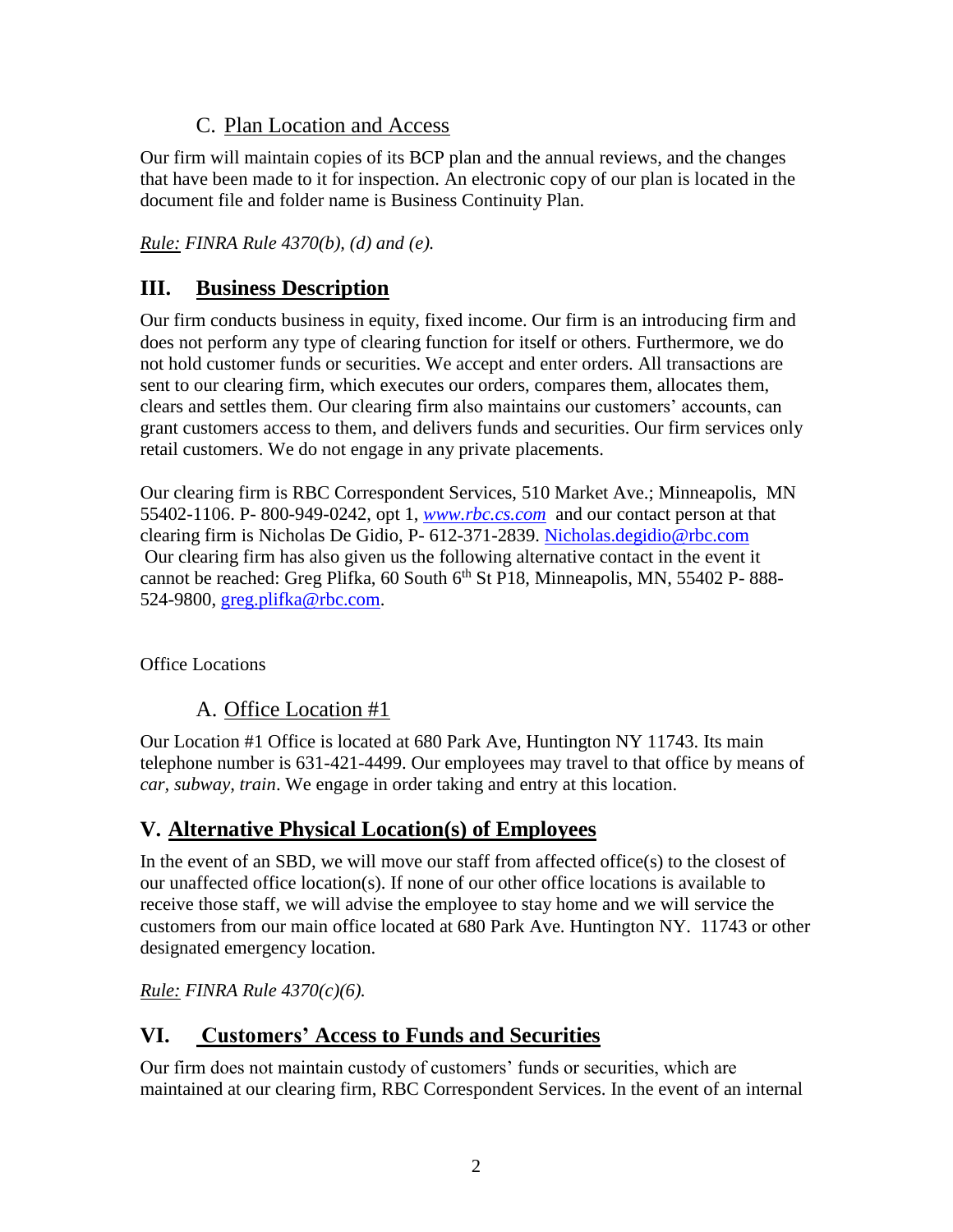### C. Plan Location and Access

Our firm will maintain copies of its BCP plan and the annual reviews, and the changes that have been made to it for inspection. An electronic copy of our plan is located in the document file and folder name is Business Continuity Plan.

*Rule: FINRA Rule 4370(b), (d) and (e).*

## III. Business Description

Our firm conducts business in equity, fixed income. Our firm is an introducing firm and does not perform any type of clearing function for itself or others. Furthermore, we do not hold customer funds or securities. We accept and enter orders. All transactions are sent to our clearing firm, which executes our orders, compares them, allocates them, clears and settles them. Our clearing firm also maintains our customers' accounts, can grant customers access to them, and delivers funds and securities. Our firm services only retail customers. We do not engage in any private placements.

Our clearing firm is RBC Correspondent Services, 510 Market Ave.; Minneapolis, MN 55402-1106. P- 800-949-0242, opt 1, *www.rbc.cs.com* and our contact person at that clearing firm is Nicholas De Gidio, P- 612-371-2839. Nicholas.degidio@rbc.com
Our clearing firm has also given us the following alternative contact in the event it cannot be reached: Greg Plifka, 60 South 6th St P18, Minneapolis, MN, 55402 P- 888-524-9800, greg.plifka@rbc.com.

Office Locations

### A. Office Location #1

Our Location #1 Office is located at 680 Park Ave, Huntington NY 11743. Its main telephone number is 631-421-4499. Our employees may travel to that office by means of *car, subway, train*. We engage in order taking and entry at this location.

## V. Alternative Physical Location(s) of Employees

In the event of an SBD, we will move our staff from affected office(s) to the closest of our unaffected office location(s). If none of our other office locations is available to receive those staff, we will advise the employee to stay home and we will service the customers from our main office located at 680 Park Ave. Huntington NY. 11743 or other designated emergency location.

*Rule: FINRA Rule 4370(c)(6).*

## VI. Customers' Access to Funds and Securities

Our firm does not maintain custody of customers' funds or securities, which are maintained at our clearing firm, RBC Correspondent Services. In the event of an internal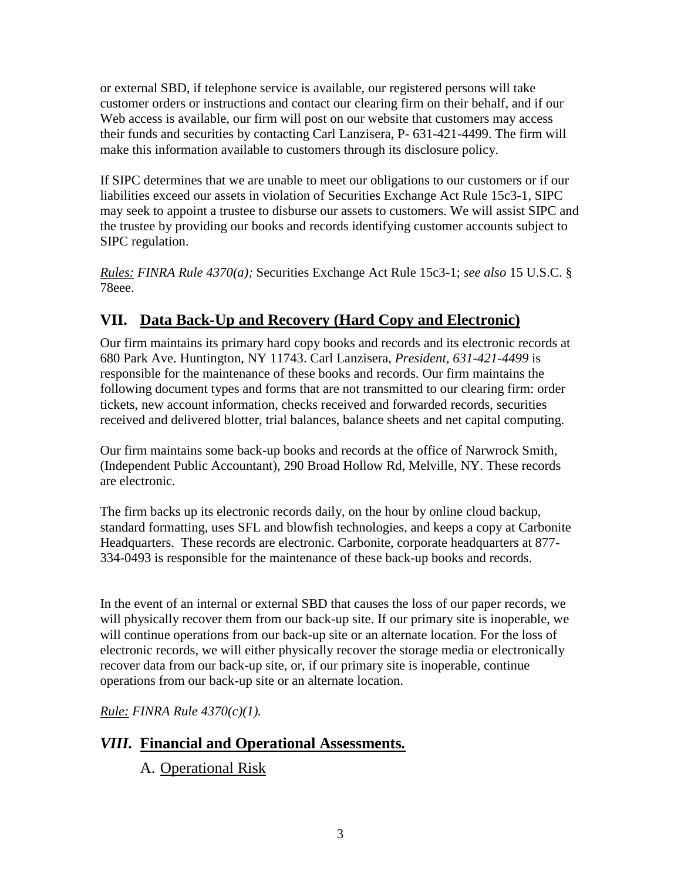or external SBD, if telephone service is available, our registered persons will take customer orders or instructions and contact our clearing firm on their behalf, and if our Web access is available, our firm will post on our website that customers may access their funds and securities by contacting Carl Lanzisera, P- 631-421-4499. The firm will make this information available to customers through its disclosure policy.

If SIPC determines that we are unable to meet our obligations to our customers or if our liabilities exceed our assets in violation of Securities Exchange Act Rule 15c3-1, SIPC may seek to appoint a trustee to disburse our assets to customers. We will assist SIPC and the trustee by providing our books and records identifying customer accounts subject to SIPC regulation.

*Rules: FINRA Rule 4370(a);* Securities Exchange Act Rule 15c3-1; *see also* 15 U.S.C. § 78eee.

## VII. Data Back-Up and Recovery (Hard Copy and Electronic)

Our firm maintains its primary hard copy books and records and its electronic records at 680 Park Ave. Huntington, NY 11743. Carl Lanzisera, *President, 631-421-4499* is responsible for the maintenance of these books and records. Our firm maintains the following document types and forms that are not transmitted to our clearing firm: order tickets, new account information, checks received and forwarded records, securities received and delivered blotter, trial balances, balance sheets and net capital computing.

Our firm maintains some back-up books and records at the office of Narwrock Smith, (Independent Public Accountant), 290 Broad Hollow Rd, Melville, NY. These records are electronic.

The firm backs up its electronic records daily, on the hour by online cloud backup, standard formatting, uses SFL and blowfish technologies, and keeps a copy at Carbonite Headquarters. These records are electronic. Carbonite, corporate headquarters at 877-334-0493 is responsible for the maintenance of these back-up books and records.

In the event of an internal or external SBD that causes the loss of our paper records, we will physically recover them from our back-up site. If our primary site is inoperable, we will continue operations from our back-up site or an alternate location. For the loss of electronic records, we will either physically recover the storage media or electronically recover data from our back-up site, or, if our primary site is inoperable, continue operations from our back-up site or an alternate location.

*Rule: FINRA Rule 4370(c)(1).*

## *VIII.* Financial and Operational Assessments.

### A. Operational Risk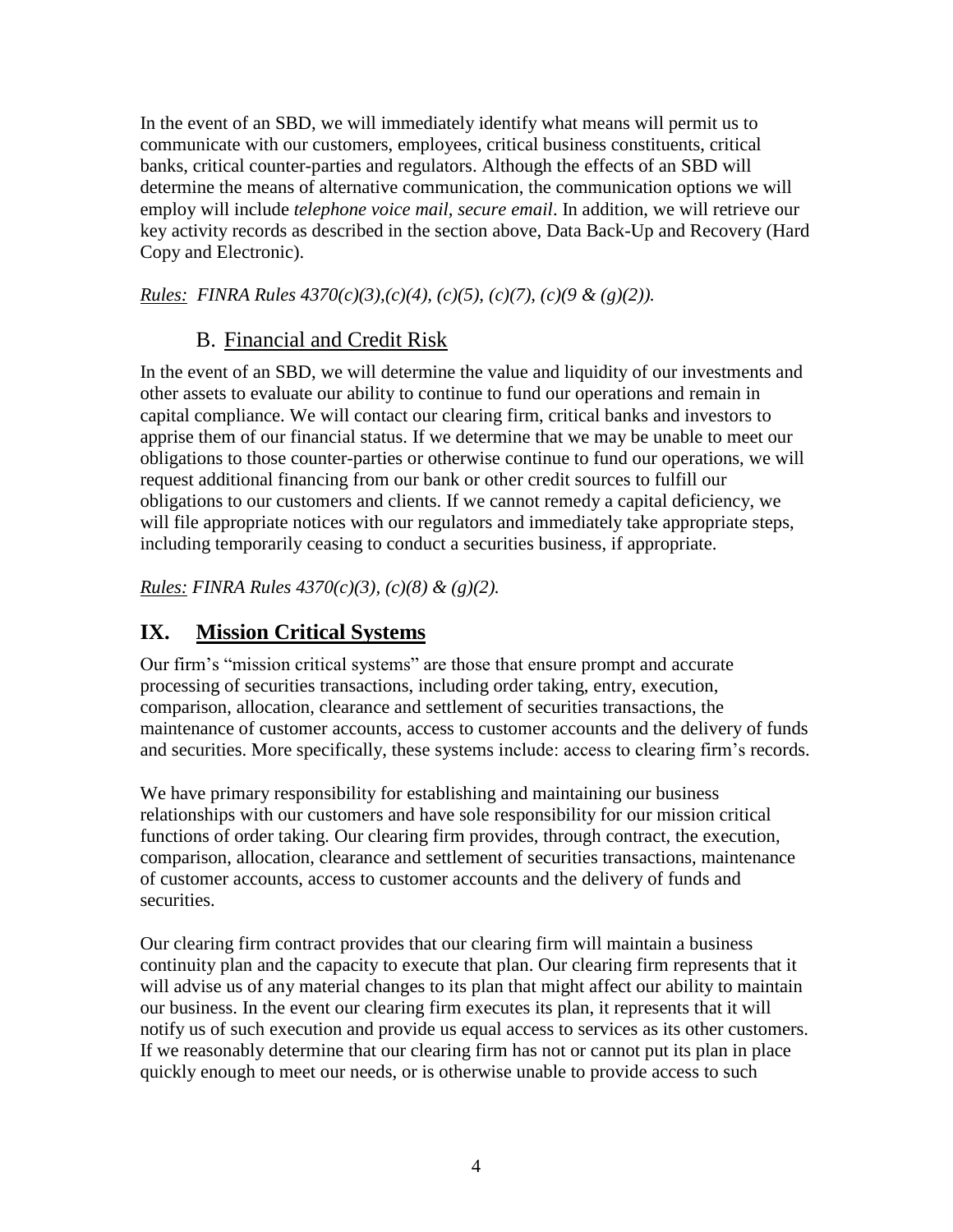In the event of an SBD, we will immediately identify what means will permit us to communicate with our customers, employees, critical business constituents, critical banks, critical counter-parties and regulators. Although the effects of an SBD will determine the means of alternative communication, the communication options we will employ will include *telephone voice mail, secure email*. In addition, we will retrieve our key activity records as described in the section above, Data Back-Up and Recovery (Hard Copy and Electronic).

*Rules: FINRA Rules 4370(c)(3),(c)(4), (c)(5), (c)(7), (c)(9 & (g)(2)).*

### B. Financial and Credit Risk

In the event of an SBD, we will determine the value and liquidity of our investments and other assets to evaluate our ability to continue to fund our operations and remain in capital compliance. We will contact our clearing firm, critical banks and investors to apprise them of our financial status. If we determine that we may be unable to meet our obligations to those counter-parties or otherwise continue to fund our operations, we will request additional financing from our bank or other credit sources to fulfill our obligations to our customers and clients. If we cannot remedy a capital deficiency, we will file appropriate notices with our regulators and immediately take appropriate steps, including temporarily ceasing to conduct a securities business, if appropriate.

*Rules: FINRA Rules 4370(c)(3), (c)(8) & (g)(2).*

## IX. Mission Critical Systems

Our firm's "mission critical systems" are those that ensure prompt and accurate processing of securities transactions, including order taking, entry, execution, comparison, allocation, clearance and settlement of securities transactions, the maintenance of customer accounts, access to customer accounts and the delivery of funds and securities. More specifically, these systems include: access to clearing firm's records.

We have primary responsibility for establishing and maintaining our business relationships with our customers and have sole responsibility for our mission critical functions of order taking. Our clearing firm provides, through contract, the execution, comparison, allocation, clearance and settlement of securities transactions, maintenance of customer accounts, access to customer accounts and the delivery of funds and securities.

Our clearing firm contract provides that our clearing firm will maintain a business continuity plan and the capacity to execute that plan. Our clearing firm represents that it will advise us of any material changes to its plan that might affect our ability to maintain our business. In the event our clearing firm executes its plan, it represents that it will notify us of such execution and provide us equal access to services as its other customers. If we reasonably determine that our clearing firm has not or cannot put its plan in place quickly enough to meet our needs, or is otherwise unable to provide access to such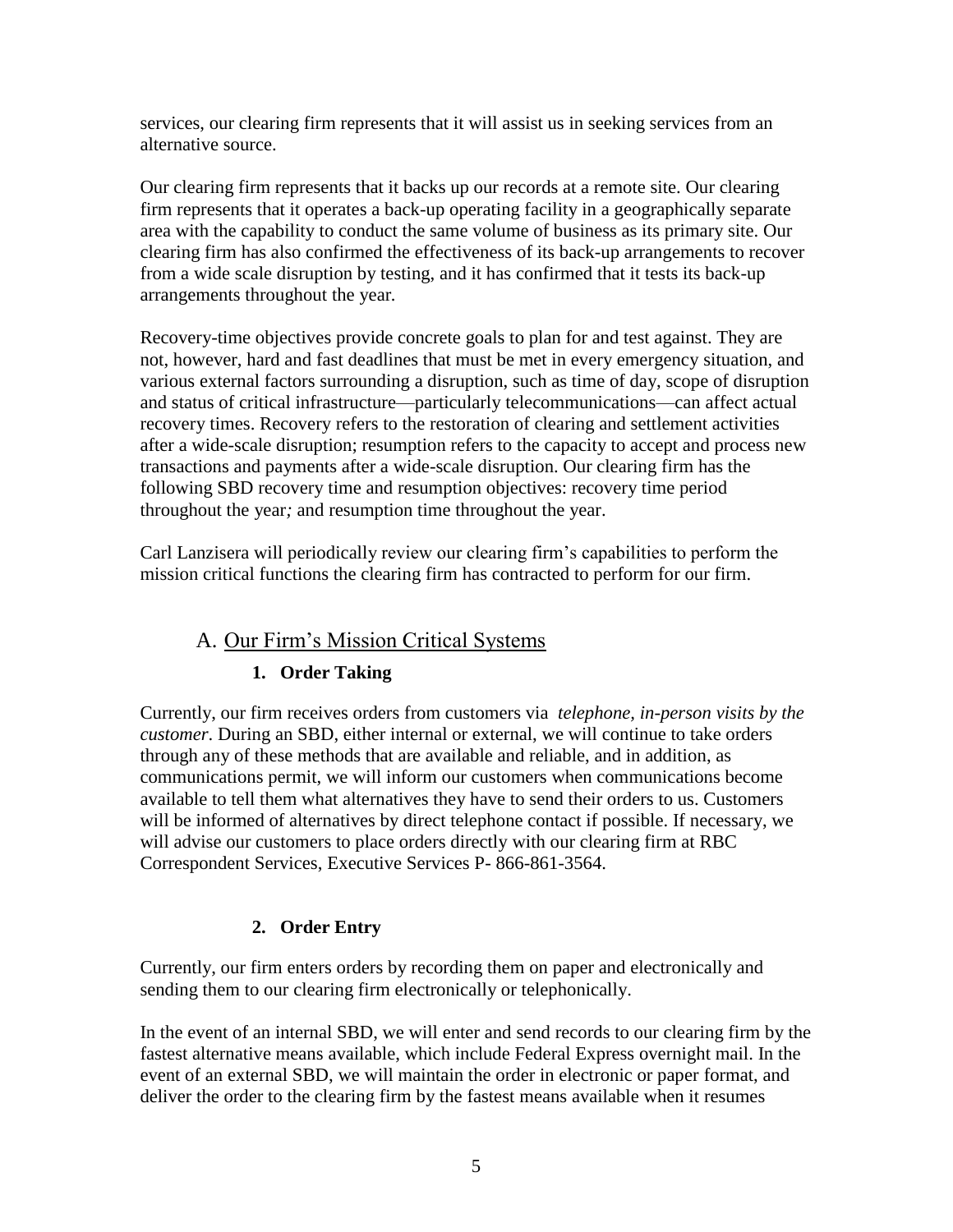services, our clearing firm represents that it will assist us in seeking services from an alternative source.

Our clearing firm represents that it backs up our records at a remote site. Our clearing firm represents that it operates a back-up operating facility in a geographically separate area with the capability to conduct the same volume of business as its primary site. Our clearing firm has also confirmed the effectiveness of its back-up arrangements to recover from a wide scale disruption by testing, and it has confirmed that it tests its back-up arrangements throughout the year.

Recovery-time objectives provide concrete goals to plan for and test against. They are not, however, hard and fast deadlines that must be met in every emergency situation, and various external factors surrounding a disruption, such as time of day, scope of disruption and status of critical infrastructure—particularly telecommunications—can affect actual recovery times. Recovery refers to the restoration of clearing and settlement activities after a wide-scale disruption; resumption refers to the capacity to accept and process new transactions and payments after a wide-scale disruption. Our clearing firm has the following SBD recovery time and resumption objectives: recovery time period throughout the year*;* and resumption time throughout the year.

Carl Lanzisera will periodically review our clearing firm's capabilities to perform the mission critical functions the clearing firm has contracted to perform for our firm.

## A. Our Firm's Mission Critical Systems

### 1. Order Taking

Currently, our firm receives orders from customers via *telephone, in-person visits by the customer*. During an SBD, either internal or external, we will continue to take orders through any of these methods that are available and reliable, and in addition, as communications permit, we will inform our customers when communications become available to tell them what alternatives they have to send their orders to us. Customers will be informed of alternatives by direct telephone contact if possible. If necessary, we will advise our customers to place orders directly with our clearing firm at RBC Correspondent Services, Executive Services P- 866-861-3564.

### 2. Order Entry

Currently, our firm enters orders by recording them on paper and electronically and sending them to our clearing firm electronically or telephonically.

In the event of an internal SBD, we will enter and send records to our clearing firm by the fastest alternative means available, which include Federal Express overnight mail. In the event of an external SBD, we will maintain the order in electronic or paper format, and deliver the order to the clearing firm by the fastest means available when it resumes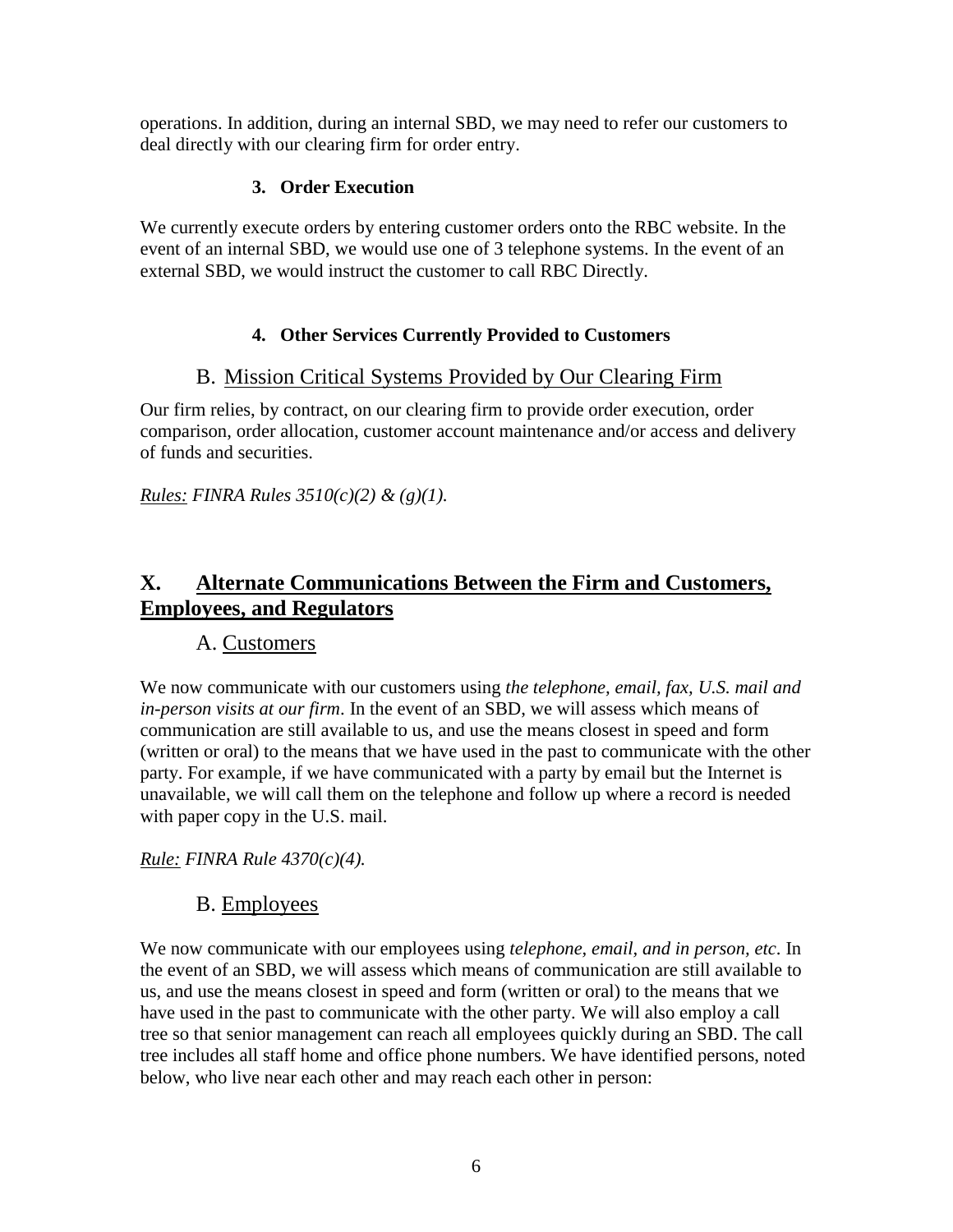operations. In addition, during an internal SBD, we may need to refer our customers to deal directly with our clearing firm for order entry.

#### 3. Order Execution

We currently execute orders by entering customer orders onto the RBC website. In the event of an internal SBD, we would use one of 3 telephone systems. In the event of an external SBD, we would instruct the customer to call RBC Directly.

#### 4. Other Services Currently Provided to Customers

### B. Mission Critical Systems Provided by Our Clearing Firm

Our firm relies, by contract, on our clearing firm to provide order execution, order comparison, order allocation, customer account maintenance and/or access and delivery of funds and securities.

*Rules: FINRA Rules 3510(c)(2) & (g)(1).*

## X. Alternate Communications Between the Firm and Customers, Employees, and Regulators

### A. Customers

We now communicate with our customers using *the telephone, email, fax, U.S. mail and in-person visits at our firm*. In the event of an SBD, we will assess which means of communication are still available to us, and use the means closest in speed and form (written or oral) to the means that we have used in the past to communicate with the other party. For example, if we have communicated with a party by email but the Internet is unavailable, we will call them on the telephone and follow up where a record is needed with paper copy in the U.S. mail.

*Rule: FINRA Rule 4370(c)(4).*

### B. Employees

We now communicate with our employees using *telephone, email, and in person, etc*. In the event of an SBD, we will assess which means of communication are still available to us, and use the means closest in speed and form (written or oral) to the means that we have used in the past to communicate with the other party. We will also employ a call tree so that senior management can reach all employees quickly during an SBD. The call tree includes all staff home and office phone numbers. We have identified persons, noted below, who live near each other and may reach each other in person: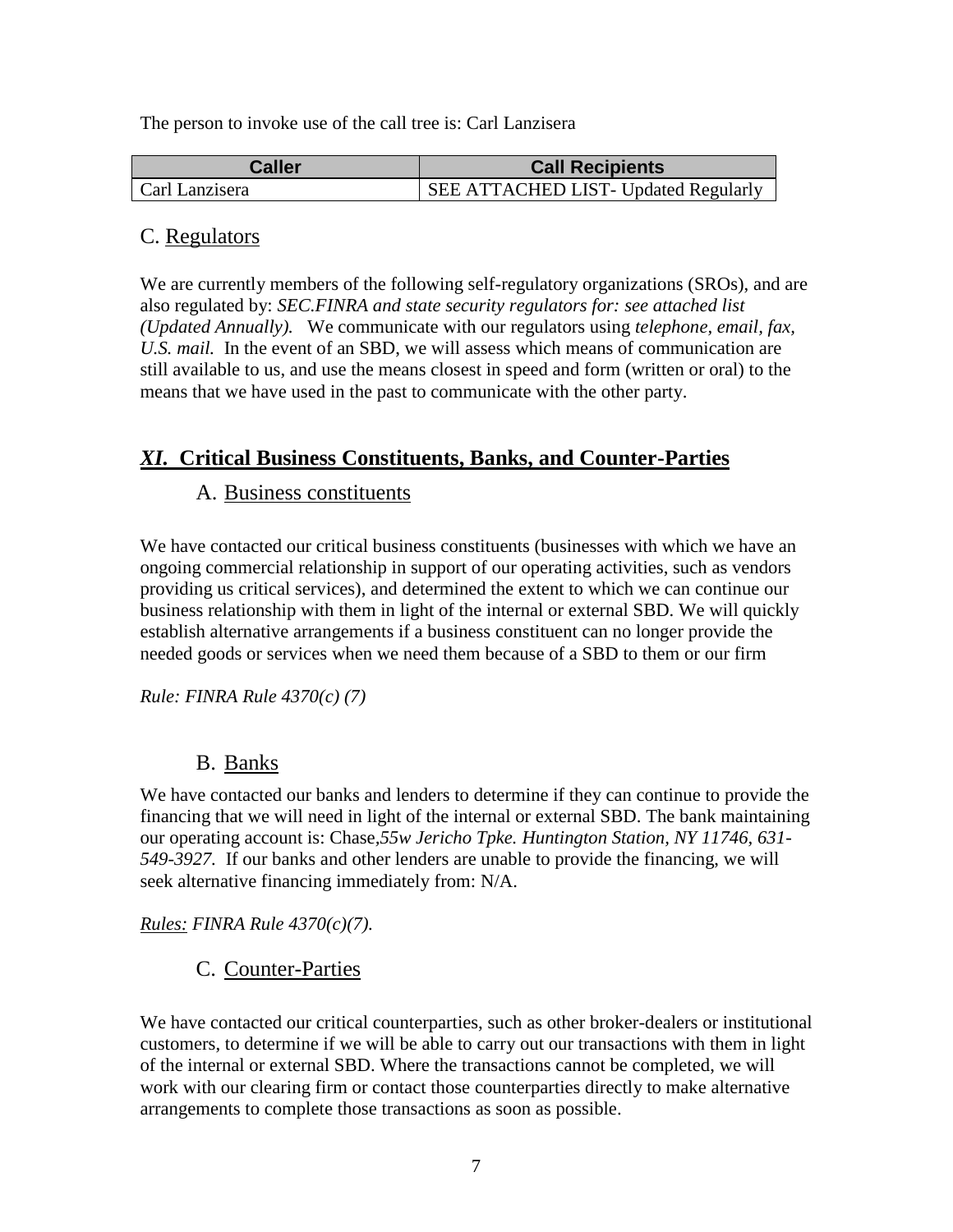The person to invoke use of the call tree is: Carl Lanzisera

| Caller | Call Recipients |
| --- | --- |
| Carl Lanzisera | SEE ATTACHED LIST- Updated Regularly |

## C. Regulators

We are currently members of the following self-regulatory organizations (SROs), and are also regulated by: *SEC.FINRA and state security regulators for: see attached list (Updated Annually).* We communicate with our regulators using *telephone, email, fax, U.S. mail.* In the event of an SBD, we will assess which means of communication are still available to us, and use the means closest in speed and form (written or oral) to the means that we have used in the past to communicate with the other party.

# *XI.* Critical Business Constituents, Banks, and Counter-Parties

## A. Business constituents

We have contacted our critical business constituents (businesses with which we have an ongoing commercial relationship in support of our operating activities, such as vendors providing us critical services), and determined the extent to which we can continue our business relationship with them in light of the internal or external SBD. We will quickly establish alternative arrangements if a business constituent can no longer provide the needed goods or services when we need them because of a SBD to them or our firm

*Rule: FINRA Rule 4370(c) (7)*

## B. Banks

We have contacted our banks and lenders to determine if they can continue to provide the financing that we will need in light of the internal or external SBD. The bank maintaining our operating account is: Chase,*55w Jericho Tpke. Huntington Station, NY 11746, 631-549-3927.* If our banks and other lenders are unable to provide the financing, we will seek alternative financing immediately from: N/A.

*Rules: FINRA Rule 4370(c)(7).*

## C. Counter-Parties

We have contacted our critical counterparties, such as other broker-dealers or institutional customers, to determine if we will be able to carry out our transactions with them in light of the internal or external SBD. Where the transactions cannot be completed, we will work with our clearing firm or contact those counterparties directly to make alternative arrangements to complete those transactions as soon as possible.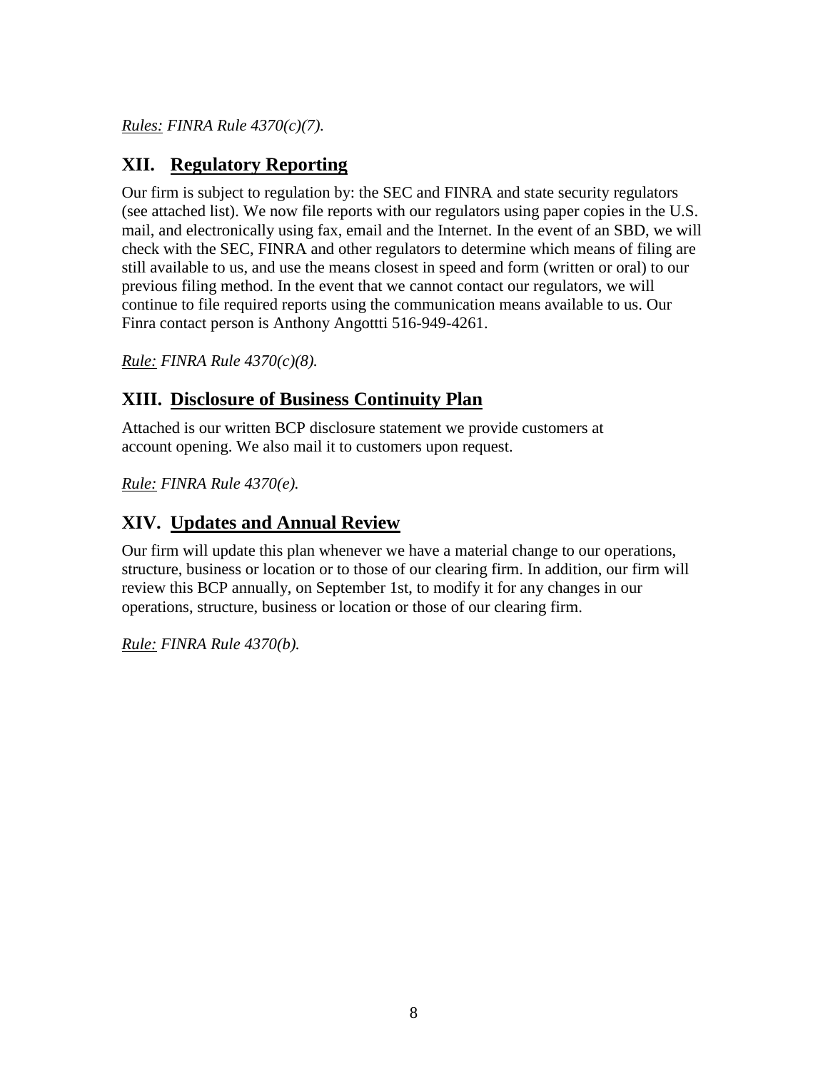*Rules:* *FINRA Rule 4370(c)(7).*

## XII. Regulatory Reporting

Our firm is subject to regulation by: the SEC and FINRA and state security regulators (see attached list). We now file reports with our regulators using paper copies in the U.S. mail, and electronically using fax, email and the Internet. In the event of an SBD, we will check with the SEC, FINRA and other regulators to determine which means of filing are still available to us, and use the means closest in speed and form (written or oral) to our previous filing method. In the event that we cannot contact our regulators, we will continue to file required reports using the communication means available to us. Our Finra contact person is Anthony Angottti 516-949-4261.

*Rule:* *FINRA Rule 4370(c)(8).*

## XIII. Disclosure of Business Continuity Plan

Attached is our written BCP disclosure statement we provide customers at account opening. We also mail it to customers upon request.

*Rule:* *FINRA Rule 4370(e).*

## XIV. Updates and Annual Review

Our firm will update this plan whenever we have a material change to our operations, structure, business or location or to those of our clearing firm. In addition, our firm will review this BCP annually, on September 1st, to modify it for any changes in our operations, structure, business or location or those of our clearing firm.

*Rule:* *FINRA Rule 4370(b).*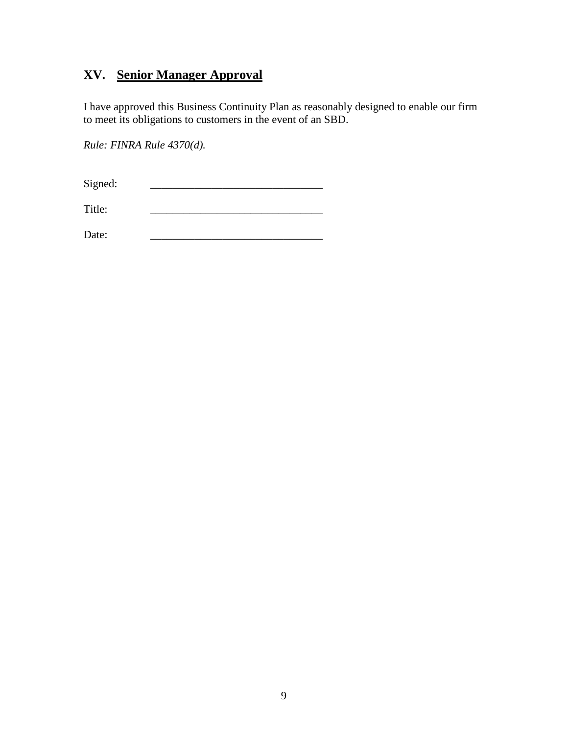## XV. **Senior Manager Approval**

I have approved this Business Continuity Plan as reasonably designed to enable our firm to meet its obligations to customers in the event of an SBD.

*Rule: FINRA Rule 4370(d).*

Signed: _______________________________

Title: _______________________________

Date: _______________________________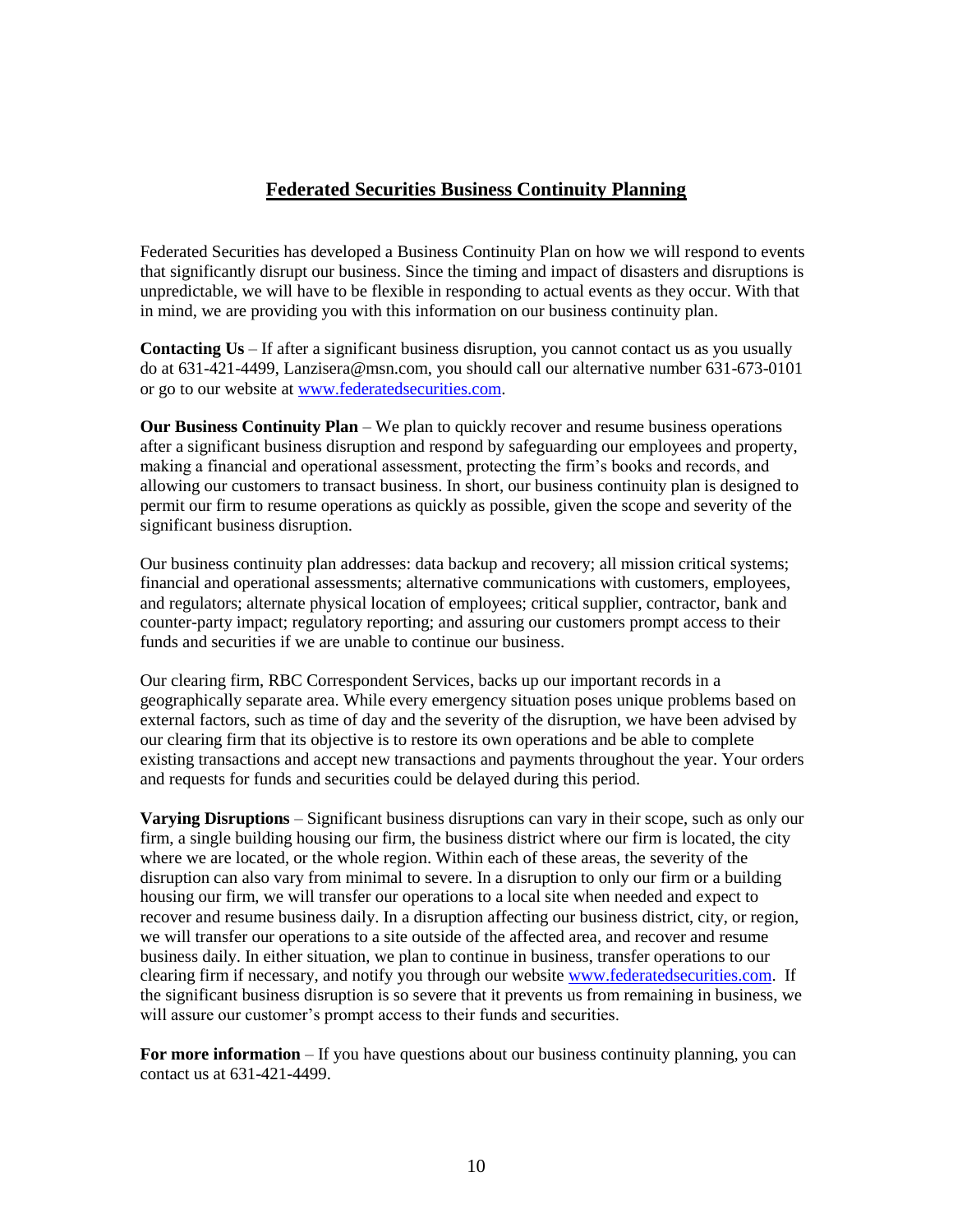# Federated Securities Business Continuity Planning

Federated Securities has developed a Business Continuity Plan on how we will respond to events that significantly disrupt our business. Since the timing and impact of disasters and disruptions is unpredictable, we will have to be flexible in responding to actual events as they occur. With that in mind, we are providing you with this information on our business continuity plan.

**Contacting Us** – If after a significant business disruption, you cannot contact us as you usually do at 631-421-4499, Lanzisera@msn.com, you should call our alternative number 631-673-0101 or go to our website at [www.federatedsecurities.com](www.federatedsecurities.com).

**Our Business Continuity Plan** – We plan to quickly recover and resume business operations after a significant business disruption and respond by safeguarding our employees and property, making a financial and operational assessment, protecting the firm's books and records, and allowing our customers to transact business. In short, our business continuity plan is designed to permit our firm to resume operations as quickly as possible, given the scope and severity of the significant business disruption.

Our business continuity plan addresses: data backup and recovery; all mission critical systems; financial and operational assessments; alternative communications with customers, employees, and regulators; alternate physical location of employees; critical supplier, contractor, bank and counter-party impact; regulatory reporting; and assuring our customers prompt access to their funds and securities if we are unable to continue our business.

Our clearing firm, RBC Correspondent Services, backs up our important records in a geographically separate area. While every emergency situation poses unique problems based on external factors, such as time of day and the severity of the disruption, we have been advised by our clearing firm that its objective is to restore its own operations and be able to complete existing transactions and accept new transactions and payments throughout the year. Your orders and requests for funds and securities could be delayed during this period.

**Varying Disruptions** – Significant business disruptions can vary in their scope, such as only our firm, a single building housing our firm, the business district where our firm is located, the city where we are located, or the whole region. Within each of these areas, the severity of the disruption can also vary from minimal to severe. In a disruption to only our firm or a building housing our firm, we will transfer our operations to a local site when needed and expect to recover and resume business daily. In a disruption affecting our business district, city, or region, we will transfer our operations to a site outside of the affected area, and recover and resume business daily. In either situation, we plan to continue in business, transfer operations to our clearing firm if necessary, and notify you through our website [www.federatedsecurities.com](www.federatedsecurities.com). If the significant business disruption is so severe that it prevents us from remaining in business, we will assure our customer's prompt access to their funds and securities.

**For more information** – If you have questions about our business continuity planning, you can contact us at 631-421-4499.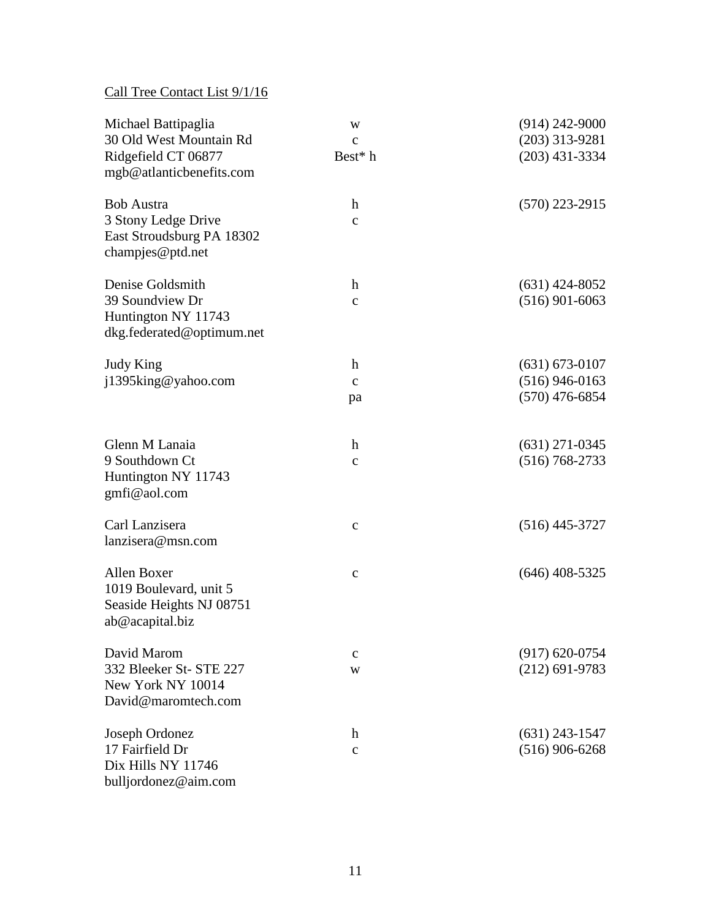Call Tree Contact List 9/1/16

| Contact | Type | Phone |
|---|---|---|
| Michael Battipaglia | w | (914) 242-9000 |
| 30 Old West Mountain Rd | c | (203) 313-9281 |
| Ridgefield CT 06877 | Best* h | (203) 431-3334 |
| mgb@atlanticbenefits.com | | |
| | | |
| Bob Austra | h | (570) 223-2915 |
| 3 Stony Ledge Drive | c | |
| East Stroudsburg PA 18302 | | |
| champjes@ptd.net | | |
| | | |
| Denise Goldsmith | h | (631) 424-8052 |
| 39 Soundview Dr | c | (516) 901-6063 |
| Huntington NY 11743 | | |
| dkg.federated@optimum.net | | |
| | | |
| Judy King | h | (631) 673-0107 |
| j1395king@yahoo.com | c | (516) 946-0163 |
| | pa | (570) 476-6854 |
| | | |
| Glenn M Lanaia | h | (631) 271-0345 |
| 9 Southdown Ct | c | (516) 768-2733 |
| Huntington NY 11743 | | |
| gmfi@aol.com | | |
| | | |
| Carl Lanzisera | c | (516) 445-3727 |
| lanzisera@msn.com | | |
| | | |
| Allen Boxer | c | (646) 408-5325 |
| 1019 Boulevard, unit 5 | | |
| Seaside Heights NJ 08751 | | |
| ab@acapital.biz | | |
| | | |
| David Marom | c | (917) 620-0754 |
| 332 Bleeker St- STE 227 | w | (212) 691-9783 |
| New York NY 10014 | | |
| David@maromtech.com | | |
| | | |
| Joseph Ordonez | h | (631) 243-1547 |
| 17 Fairfield Dr | c | (516) 906-6268 |
| Dix Hills NY 11746 | | |
| bulljordonez@aim.com | | |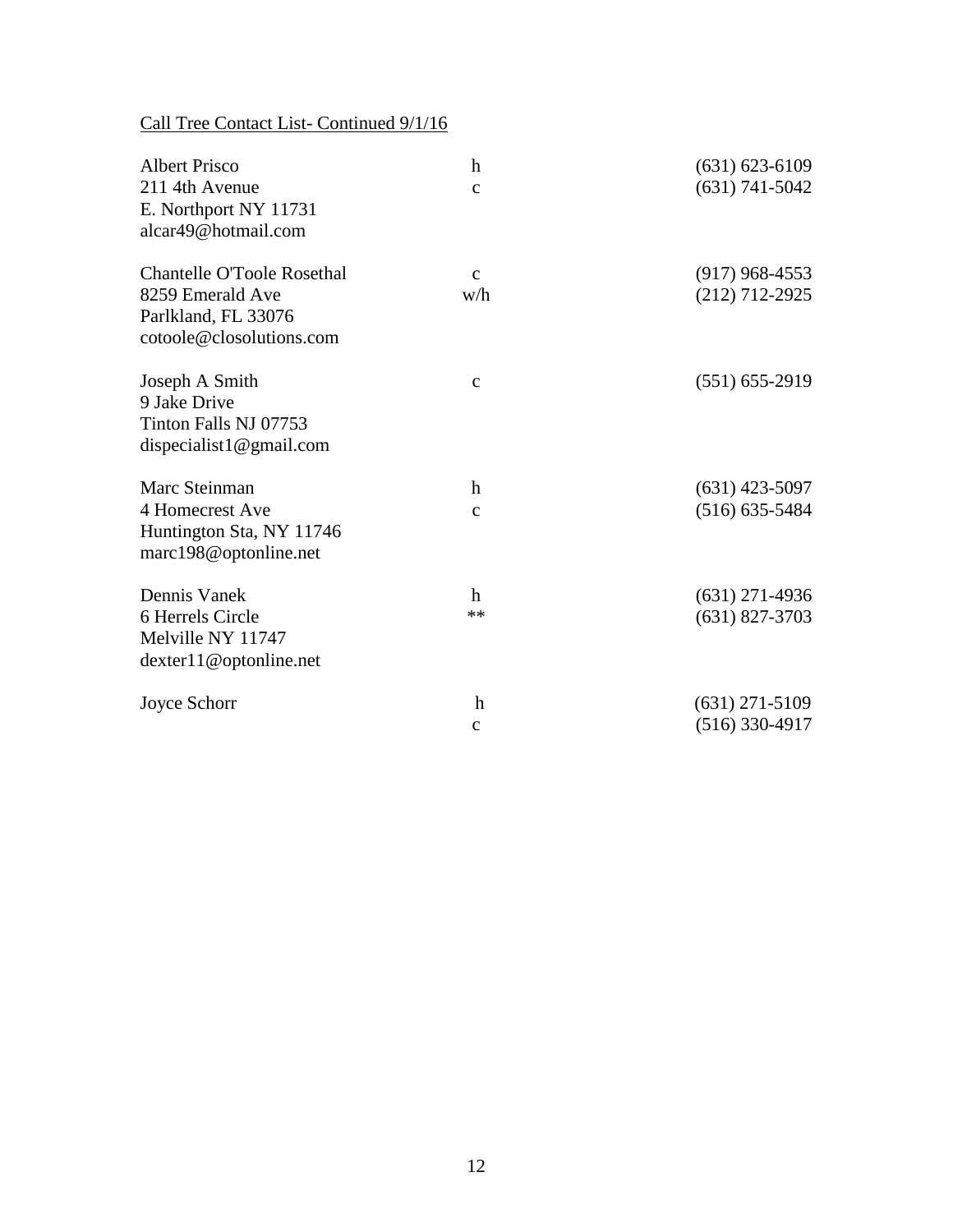Call Tree Contact List- Continued 9/1/16

| | | |
|---|---|---|
| Albert Prisco<br>211 4th Avenue<br>E. Northport NY 11731<br>alcar49@hotmail.com | h<br>c | (631) 623-6109<br>(631) 741-5042 |
| Chantelle O'Toole Rosethal<br>8259 Emerald Ave<br>Parlkland, FL 33076<br>cotoole@closolutions.com | c<br>w/h | (917) 968-4553<br>(212) 712-2925 |
| Joseph A Smith<br>9 Jake Drive<br>Tinton Falls NJ 07753<br>dispecialist1@gmail.com | c | (551) 655-2919 |
| Marc Steinman<br>4 Homecrest Ave<br>Huntington Sta, NY 11746<br>marc198@optonline.net | h<br>c | (631) 423-5097<br>(516) 635-5484 |
| Dennis Vanek<br>6 Herrels Circle<br>Melville NY 11747<br>dexter11@optonline.net | h<br>** | (631) 271-4936<br>(631) 827-3703 |
| Joyce Schorr | h<br>c | (631) 271-5109<br>(516) 330-4917 |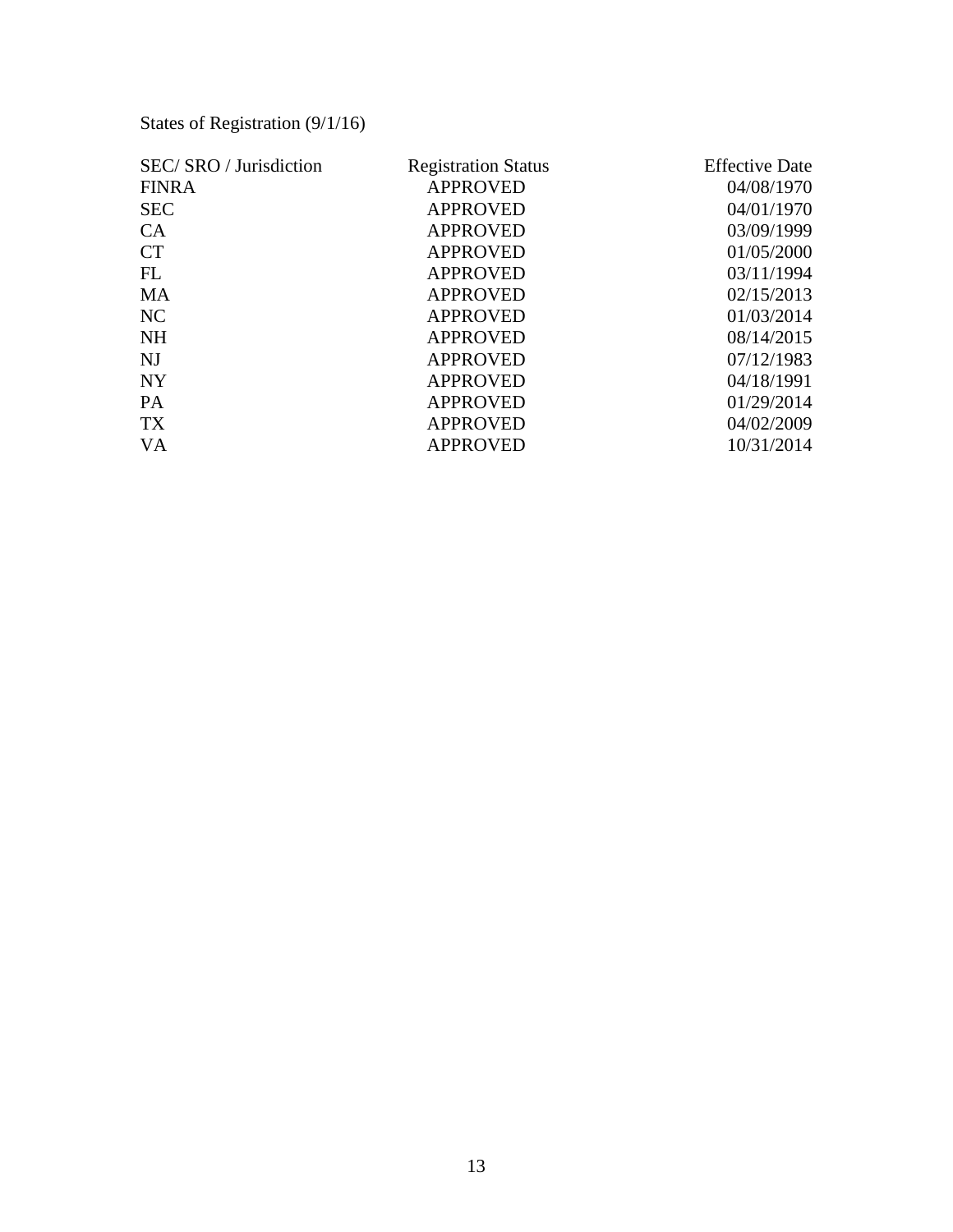States of Registration (9/1/16)

| SEC/ SRO / Jurisdiction | Registration Status | Effective Date |
|---|---|---|
| FINRA | APPROVED | 04/08/1970 |
| SEC | APPROVED | 04/01/1970 |
| CA | APPROVED | 03/09/1999 |
| CT | APPROVED | 01/05/2000 |
| FL | APPROVED | 03/11/1994 |
| MA | APPROVED | 02/15/2013 |
| NC | APPROVED | 01/03/2014 |
| NH | APPROVED | 08/14/2015 |
| NJ | APPROVED | 07/12/1983 |
| NY | APPROVED | 04/18/1991 |
| PA | APPROVED | 01/29/2014 |
| TX | APPROVED | 04/02/2009 |
| VA | APPROVED | 10/31/2014 |